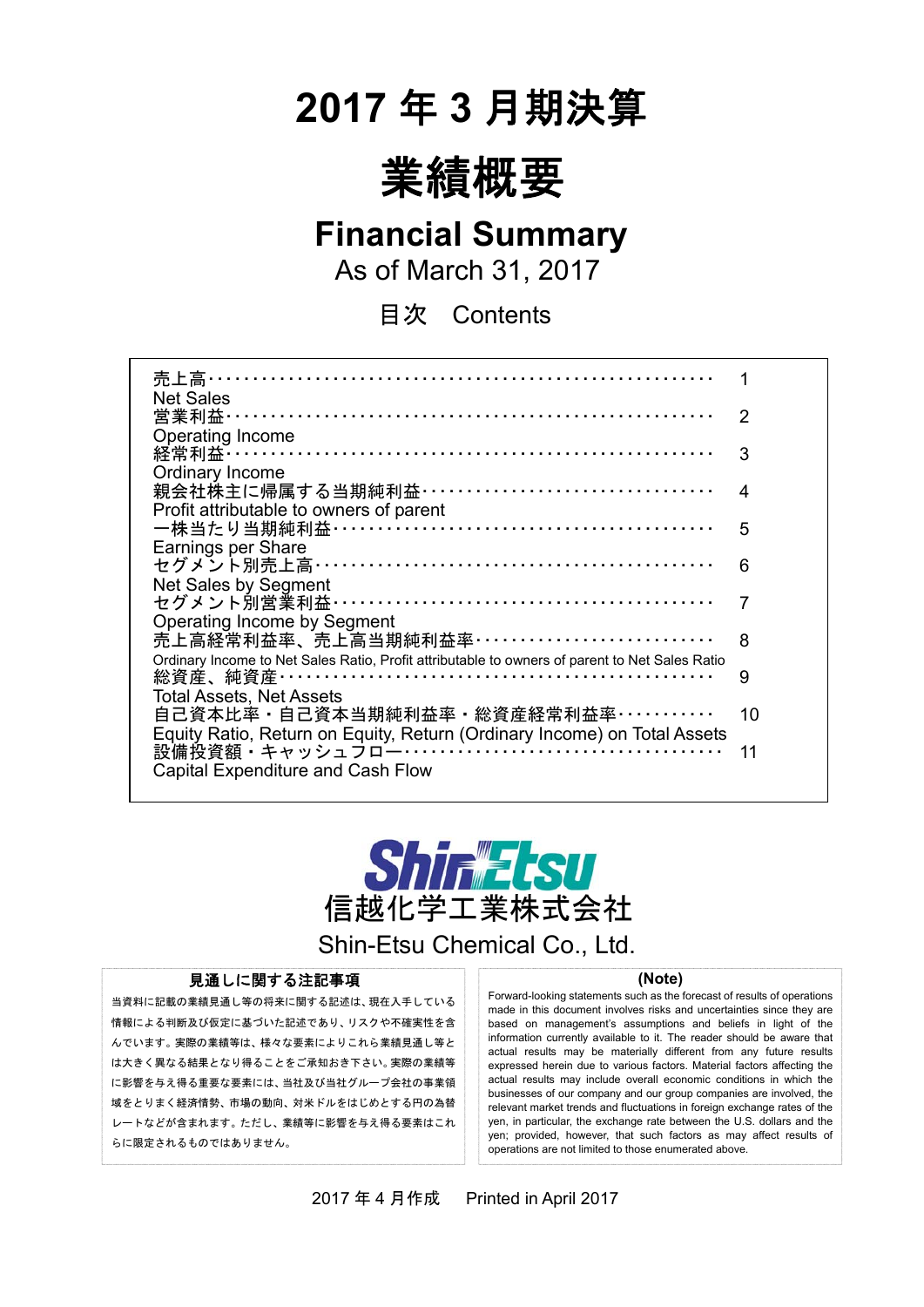# 2017 年 3 月期決算

# 業績概要

## Financial Summary

As of March 31, 2017

目次　Contents

| | |
|---|---|
| 売上高･････････････････････････････････････････････････････<br>Net Sales | 1 |
| 営業利益･･･････････････････････････････････････････････････<br>Operating Income | 2 |
| 経常利益･･･････････････････････････････････････････････････<br>Ordinary Income | 3 |
| 親会社株主に帰属する当期純利益･････････････････････････････････<br>Profit attributable to owners of parent | 4 |
| 一株当たり当期純利益･･･････････････････････････････････････････<br>Earnings per Share | 5 |
| セグメント別売上高･･･････････････････････････････････････････<br>Net Sales by Segment | 6 |
| セグメント別営業利益･･･････････････････････････････････････････<br>Operating Income by Segment | 7 |
| 売上高経常利益率、売上高当期純利益率･･･････････････････････････<br>Ordinary Income to Net Sales Ratio, Profit attributable to owners of parent to Net Sales Ratio | 8 |
| 総資産、純資産･････････････････････････････････････････････････<br>Total Assets, Net Assets | 9 |
| 自己資本比率・自己資本当期純利益率・総資産経常利益率･･･････････<br>Equity Ratio, Return on Equity, Return (Ordinary Income) on Total Assets | 10 |
| 設備投資額・キャッシュフロー･･･････････････････････････････････<br>Capital Expenditure and Cash Flow | 11 |

Shin-Etsu

信越化学工業株式会社

Shin-Etsu Chemical Co., Ltd.

**見通しに関する注記事項**

当資料に記載の業績見通し等の将来に関する記述は、現在入手している情報による判断及び仮定に基づいた記述であり、リスクや不確実性を含んでいます。実際の業績等は、様々な要素によりこれら業績見通し等とは大きく異なる結果となり得ることをご承知おき下さい。実際の業績等に影響を与え得る重要な要素には、当社及び当社グループ会社の事業領域をとりまく経済情勢、市場の動向、対米ドルをはじめとする円の為替レートなどが含まれます。ただし、業績等に影響を与え得る要素はこれらに限定されるものではありません。

**(Note)**

Forward-looking statements such as the forecast of results of operations made in this document involves risks and uncertainties since they are based on management's assumptions and beliefs in light of the information currently available to it. The reader should be aware that actual results may be materially different from any future results expressed herein due to various factors. Material factors affecting the actual results may include overall economic conditions in which the businesses of our company and our group companies are involved, the relevant market trends and fluctuations in foreign exchange rates of the yen, in particular, the exchange rate between the U.S. dollars and the yen; provided, however, that such factors as may affect results of operations are not limited to those enumerated above.

2017 年 4 月作成　Printed in April 2017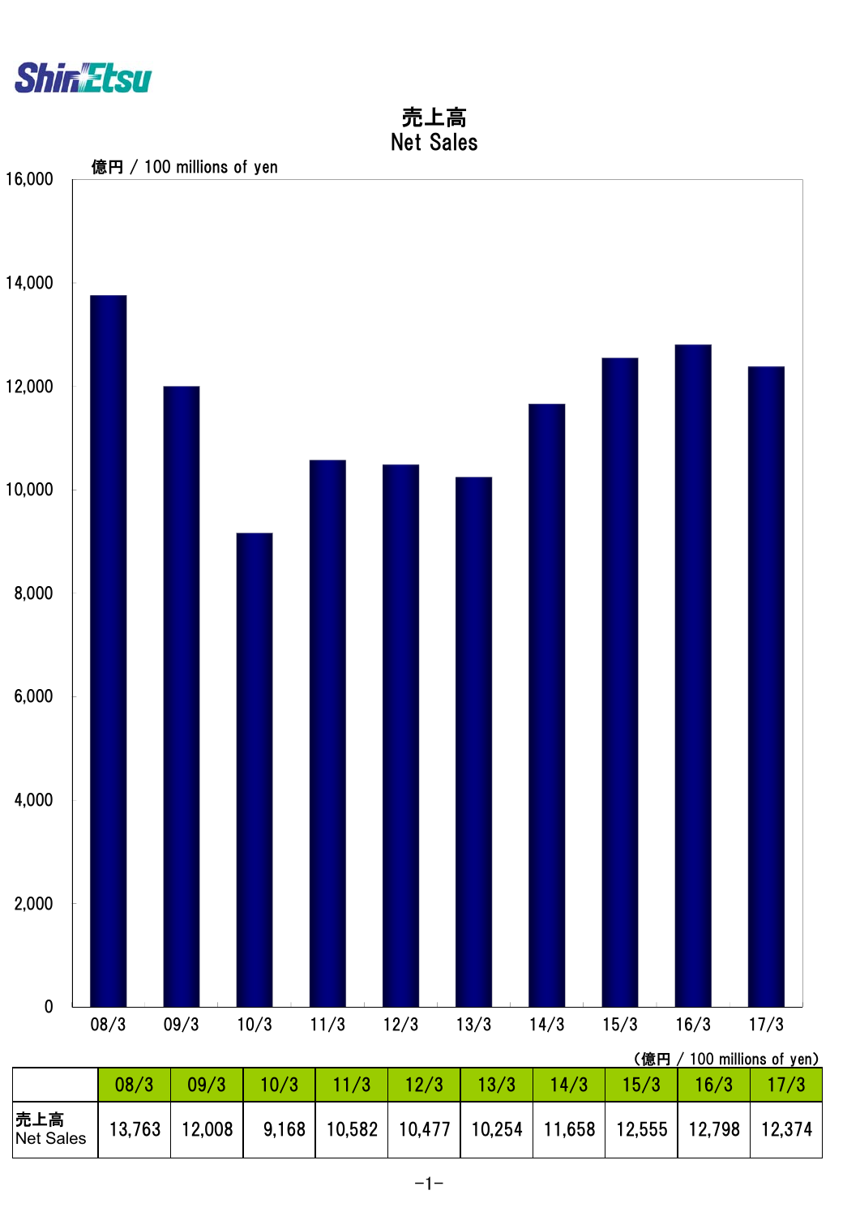# 売上高
## Net Sales

億円 / 100 millions of yen

(億円 / 100 millions of yen)

| | 08/3 | 09/3 | 10/3 | 11/3 | 12/3 | 13/3 | 14/3 | 15/3 | 16/3 | 17/3 |
|---|---|---|---|---|---|---|---|---|---|---|
| 売上高 Net Sales | 13,763 | 12,008 | 9,168 | 10,582 | 10,477 | 10,254 | 11,658 | 12,555 | 12,798 | 12,374 |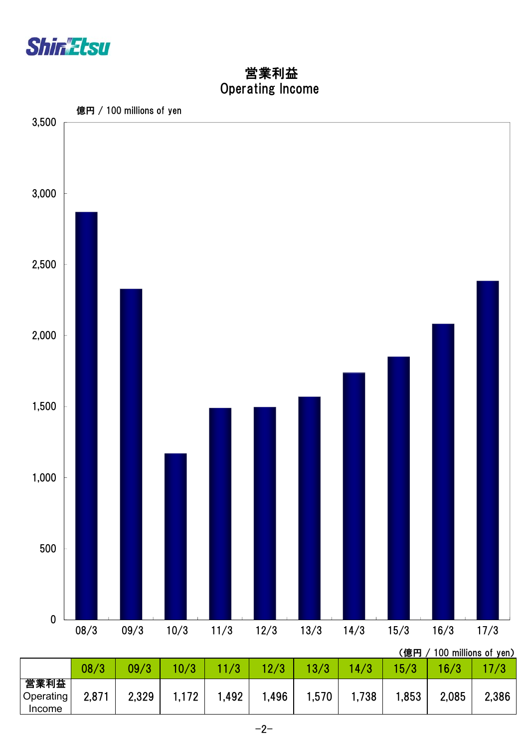# 営業利益
# Operating Income

億円 / 100 millions of yen

（億円 / 100 millions of yen）

| | 08/3 | 09/3 | 10/3 | 11/3 | 12/3 | 13/3 | 14/3 | 15/3 | 16/3 | 17/3 |
|---|---|---|---|---|---|---|---|---|---|---|
| 営業利益 Operating Income | 2,871 | 2,329 | 1,172 | 1,492 | 1,496 | 1,570 | 1,738 | 1,853 | 2,085 | 2,386 |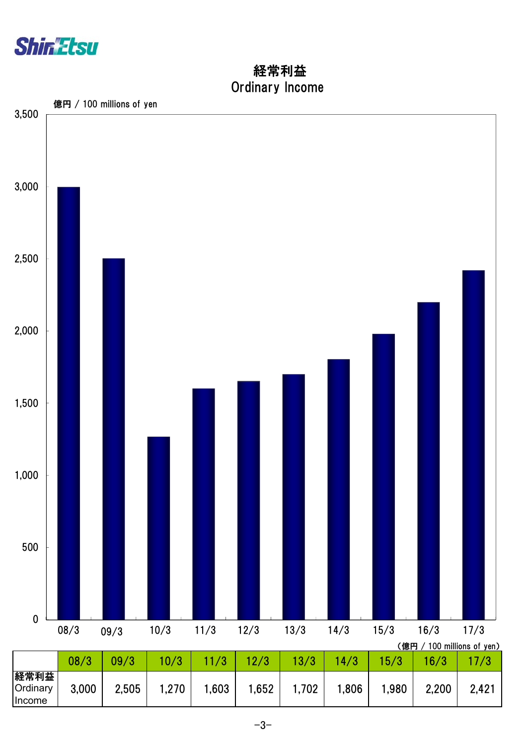# 経常利益
# Ordinary Income

億円 / 100 millions of yen

(億円 / 100 millions of yen)

| | 08/3 | 09/3 | 10/3 | 11/3 | 12/3 | 13/3 | 14/3 | 15/3 | 16/3 | 17/3 |
|---|---|---|---|---|---|---|---|---|---|---|
| 経常利益 Ordinary Income | 3,000 | 2,505 | 1,270 | 1,603 | 1,652 | 1,702 | 1,806 | 1,980 | 2,200 | 2,421 |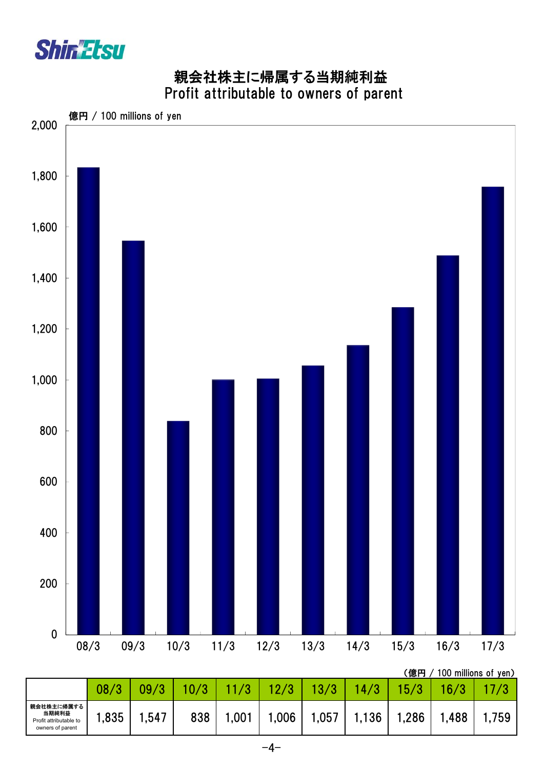# 親会社株主に帰属する当期純利益
## Profit attributable to owners of parent

億円 / 100 millions of yen

（億円 / 100 millions of yen）

| | 08/3 | 09/3 | 10/3 | 11/3 | 12/3 | 13/3 | 14/3 | 15/3 | 16/3 | 17/3 |
|---|---|---|---|---|---|---|---|---|---|---|
| 親会社株主に帰属する当期純利益 Profit attributable to owners of parent | 1,835 | 1,547 | 838 | 1,001 | 1,006 | 1,057 | 1,136 | 1,286 | 1,488 | 1,759 |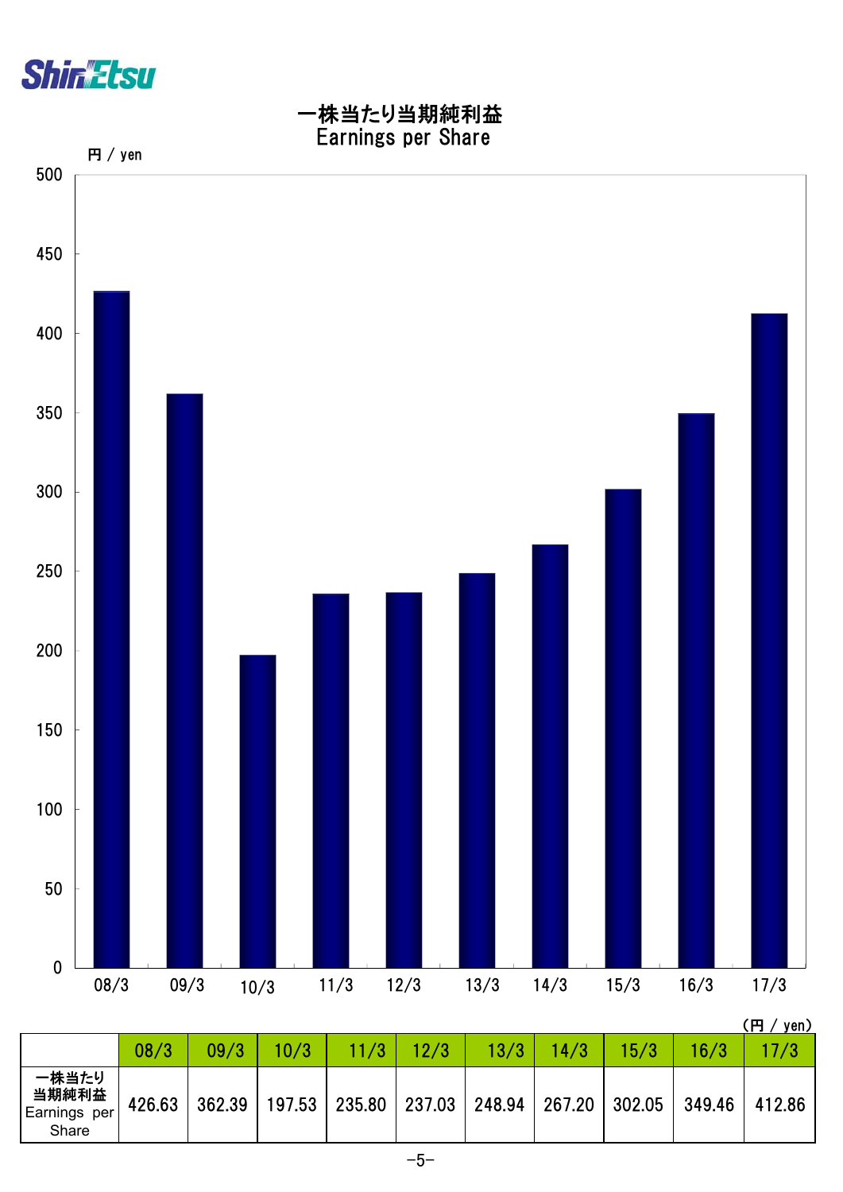# 一株当たり当期純利益
## Earnings per Share

円 / yen

(円 / yen)

| | 08/3 | 09/3 | 10/3 | 11/3 | 12/3 | 13/3 | 14/3 | 15/3 | 16/3 | 17/3 |
|---|---|---|---|---|---|---|---|---|---|---|
| 一株当たり当期純利益 Earnings per Share | 426.63 | 362.39 | 197.53 | 235.80 | 237.03 | 248.94 | 267.20 | 302.05 | 349.46 | 412.86 |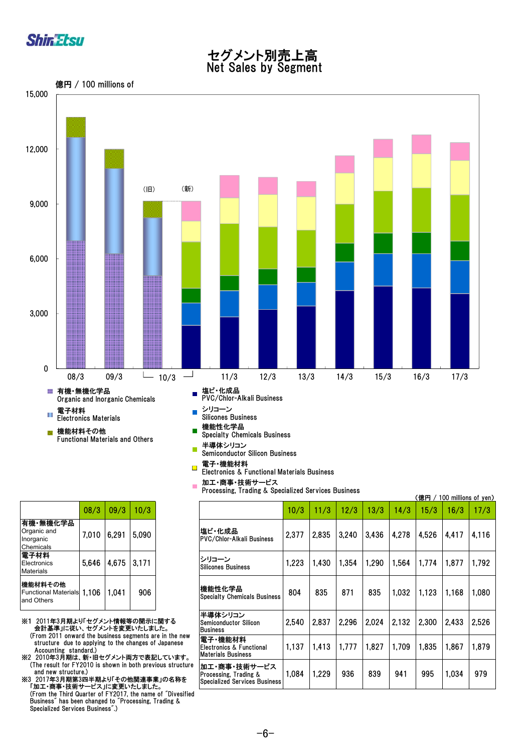# セグメント別売上高
# Net Sales by Segment

億円 / 100 millions of

■ 有機・無機化学品 Organic and Inorganic Chemicals
■ 電子材料 Electronics Materials
■ 機能材料その他 Functional Materials and Others

■ 塩ビ・化成品 PVC/Chlor-Alkali Business
■ シリコーン Silicones Business
■ 機能性化学品 Specialty Chemicals Business
■ 半導体シリコン Semiconductor Silicon Business
■ 電子・機能材料 Electronics & Functional Materials Business
■ 加工・商事・技術サービス Processing, Trading & Specialized Services Business

| | 08/3 | 09/3 | 10/3 |
|---|---|---|---|
| 有機・無機化学品 Organic and Inorganic Chemicals | 7,010 | 6,291 | 5,090 |
| 電子材料 Electronics Materials | 5,646 | 4,675 | 3,171 |
| 機能材料その他 Functional Materials and Others | 1,106 | 1,041 | 906 |

（億円 / 100 millions of yen）

| | 10/3 | 11/3 | 12/3 | 13/3 | 14/3 | 15/3 | 16/3 | 17/3 |
|---|---|---|---|---|---|---|---|---|
| 塩ビ・化成品 PVC/Chlor-Alkali Business | 2,377 | 2,835 | 3,240 | 3,436 | 4,278 | 4,526 | 4,417 | 4,116 |
| シリコーン Silicones Business | 1,223 | 1,430 | 1,354 | 1,290 | 1,564 | 1,774 | 1,877 | 1,792 |
| 機能性化学品 Specialty Chemicals Business | 804 | 835 | 871 | 835 | 1,032 | 1,123 | 1,168 | 1,080 |
| 半導体シリコン Semiconductor Silicon Business | 2,540 | 2,837 | 2,296 | 2,024 | 2,132 | 2,300 | 2,433 | 2,526 |
| 電子・機能材料 Electronics & Functional Materials Business | 1,137 | 1,413 | 1,777 | 1,827 | 1,709 | 1,835 | 1,867 | 1,879 |
| 加工・商事・技術サービス Processing, Trading & Specialized Services Business | 1,084 | 1,229 | 936 | 839 | 941 | 995 | 1,034 | 979 |

※1 2011年3月期より「セグメント情報等の開示に関する会計基準」に従い、セグメントを変更いたしました。
(From 2011 onward the business segments are in the new structure due to applying to the changes of Japanese Accounting standard.)

※2 2010年3月期は、新・旧セグメント両方で表記しています。
(The result for FY2010 is shown in both previous structure and new structure.)

※3 2017年3月期第3四半期より「その他関連事業」の名称を「加工・商事・技術サービス」に変更いたしました。
(From the Third Quarter of FY2017, the name of "Divesified Business" has been changed to "Processing, Trading & Specialized Services Business".)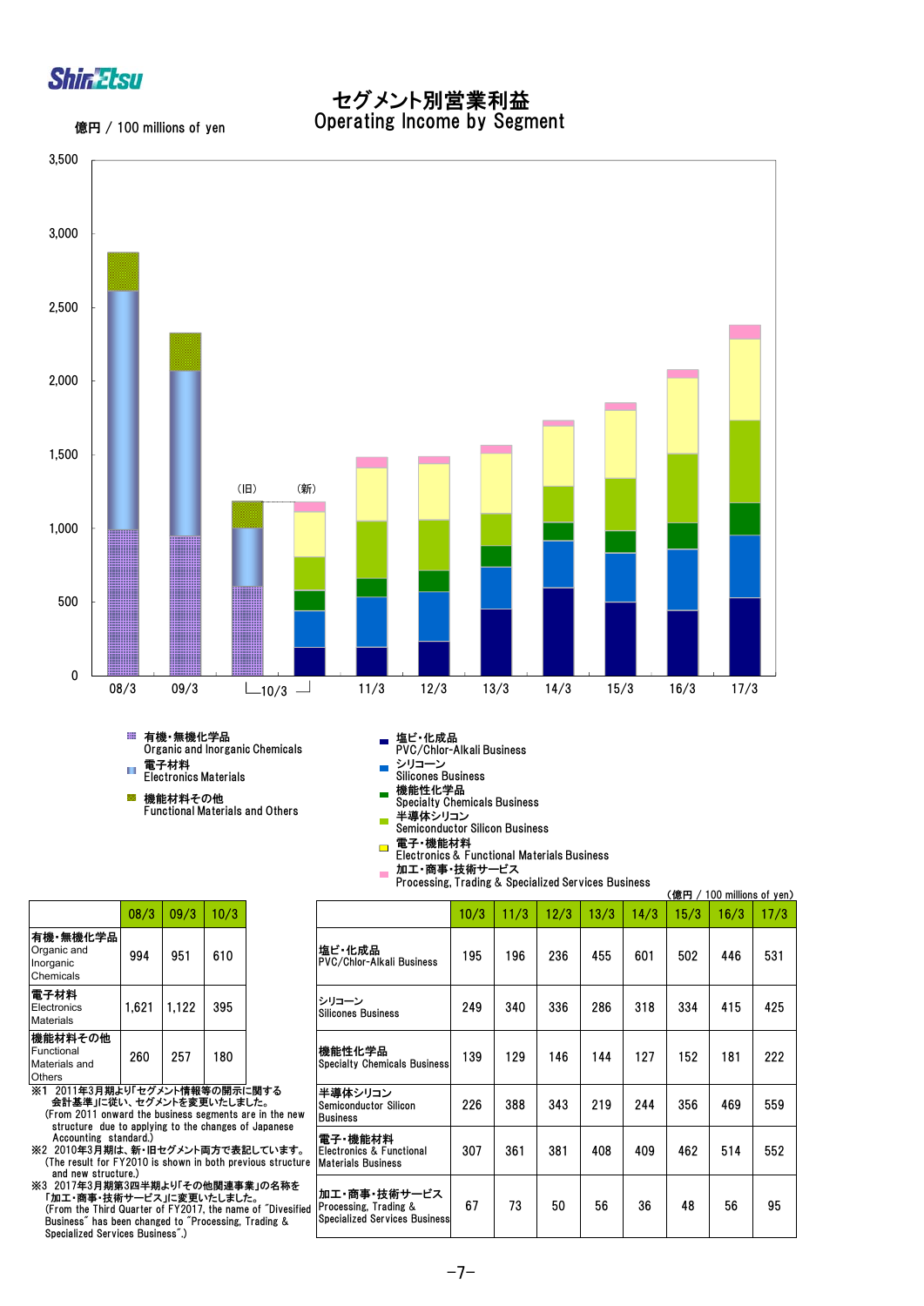# セグメント別営業利益
# Operating Income by Segment

億円 / 100 millions of yen

- 有機・無機化学品 Organic and Inorganic Chemicals
- 電子材料 Electronics Materials
- 機能材料その他 Functional Materials and Others
- 塩ビ・化成品 PVC/Chlor-Alkali Business
- シリコーン Silicones Business
- 機能性化学品 Specialty Chemicals Business
- 半導体シリコン Semiconductor Silicon Business
- 電子・機能材料 Electronics & Functional Materials Business
- 加工・商事・技術サービス Processing, Trading & Specialized Services Business

（旧）（新）

（億円 / 100 millions of yen）

| | 08/3 | 09/3 | 10/3 |
|---|---|---|---|
| 有機・無機化学品 Organic and Inorganic Chemicals | 994 | 951 | 610 |
| 電子材料 Electronics Materials | 1,621 | 1,122 | 395 |
| 機能材料その他 Functional Materials and Others | 260 | 257 | 180 |

| | 10/3 | 11/3 | 12/3 | 13/3 | 14/3 | 15/3 | 16/3 | 17/3 |
|---|---|---|---|---|---|---|---|---|
| 塩ビ・化成品 PVC/Chlor-Alkali Business | 195 | 196 | 236 | 455 | 601 | 502 | 446 | 531 |
| シリコーン Silicones Business | 249 | 340 | 336 | 286 | 318 | 334 | 415 | 425 |
| 機能性化学品 Specialty Chemicals Business | 139 | 129 | 146 | 144 | 127 | 152 | 181 | 222 |
| 半導体シリコン Semiconductor Silicon Business | 226 | 388 | 343 | 219 | 244 | 356 | 469 | 559 |
| 電子・機能材料 Electronics & Functional Materials Business | 307 | 361 | 381 | 408 | 409 | 462 | 514 | 552 |
| 加工・商事・技術サービス Processing, Trading & Specialized Services Business | 67 | 73 | 50 | 56 | 36 | 48 | 56 | 95 |

※1 2011年3月期より｢セグメント情報等の開示に関する会計基準｣に従い、セグメントを変更いたしました。
(From 2011 onward the business segments are in the new structure due to applying to the changes of Japanese Accounting standard.)

※2 2010年3月期は、新・旧セグメント両方で表記しています。
(The result for FY2010 is shown in both previous structure and new structure.)

※3 2017年3月期第3四半期より｢その他関連事業｣の名称を｢加工・商事・技術サービス｣に変更いたしました。
(From the Third Quarter of FY2017, the name of "Divesified Business" has been changed to "Processing, Trading & Specialized Services Business".)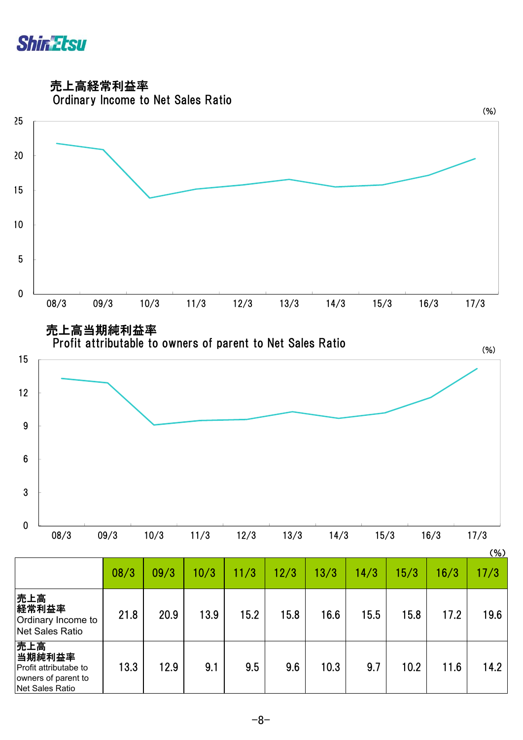## 売上高経常利益率
## Ordinary Income to Net Sales Ratio

(%)

## 売上高当期純利益率
## Profit attributable to owners of parent to Net Sales Ratio

(%)

(%)

| | 08/3 | 09/3 | 10/3 | 11/3 | 12/3 | 13/3 | 14/3 | 15/3 | 16/3 | 17/3 |
|---|---|---|---|---|---|---|---|---|---|---|
| 売上高経常利益率 Ordinary Income to Net Sales Ratio | 21.8 | 20.9 | 13.9 | 15.2 | 15.8 | 16.6 | 15.5 | 15.8 | 17.2 | 19.6 |
| 売上高当期純利益率 Profit attributabe to owners of parent to Net Sales Ratio | 13.3 | 12.9 | 9.1 | 9.5 | 9.6 | 10.3 | 9.7 | 10.2 | 11.6 | 14.2 |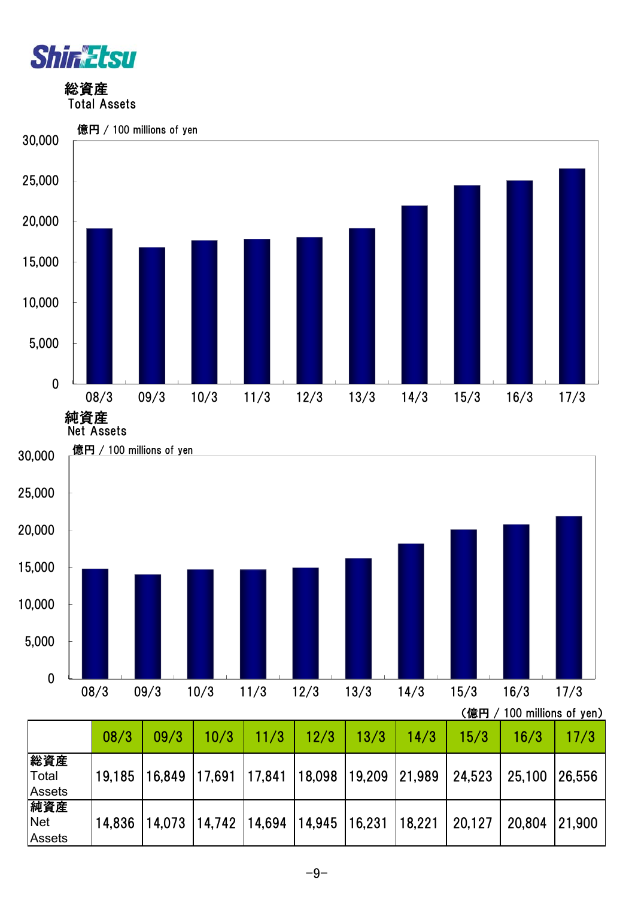Shin-Etsu

## 総資産
Total Assets

億円 / 100 millions of yen

## 純資産
Net Assets

億円 / 100 millions of yen

（億円 / 100 millions of yen）

| | 08/3 | 09/3 | 10/3 | 11/3 | 12/3 | 13/3 | 14/3 | 15/3 | 16/3 | 17/3 |
|---|---|---|---|---|---|---|---|---|---|---|
| 総資産 Total Assets | 19,185 | 16,849 | 17,691 | 17,841 | 18,098 | 19,209 | 21,989 | 24,523 | 25,100 | 26,556 |
| 純資産 Net Assets | 14,836 | 14,073 | 14,742 | 14,694 | 14,945 | 16,231 | 18,221 | 20,127 | 20,804 | 21,900 |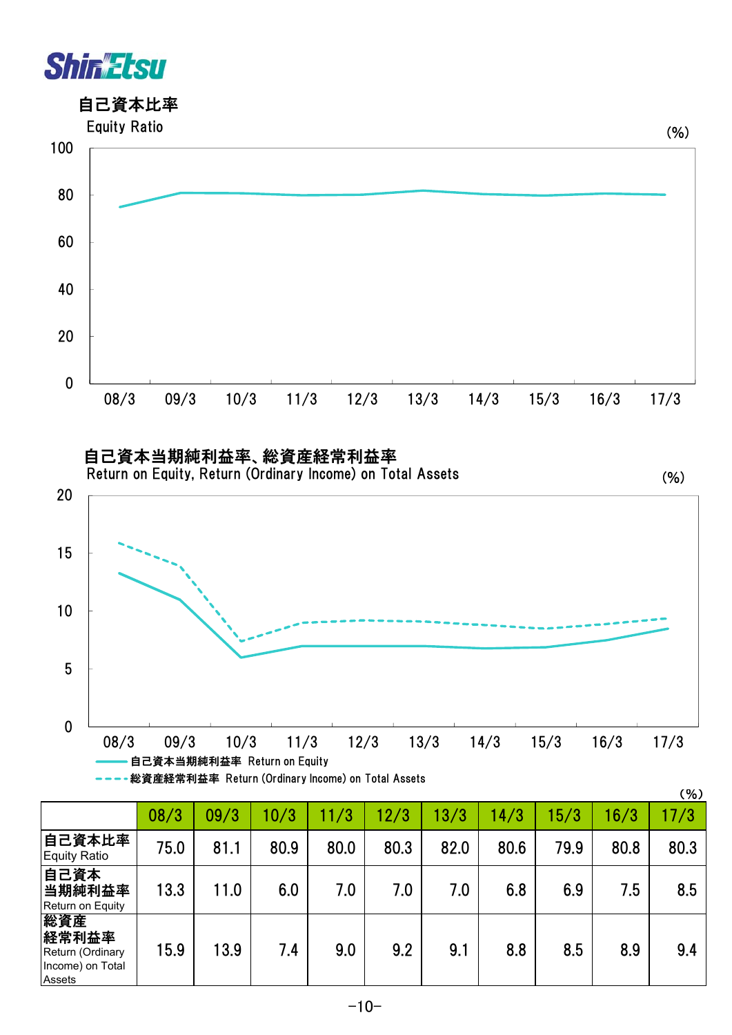## 自己資本比率

Equity Ratio

(%)

## 自己資本当期純利益率、総資産経常利益率

Return on Equity, Return (Ordinary Income) on Total Assets

(%)

自己資本当期純利益率 Return on Equity

総資産経常利益率 Return (Ordinary Income) on Total Assets

(%)

| | 08/3 | 09/3 | 10/3 | 11/3 | 12/3 | 13/3 | 14/3 | 15/3 | 16/3 | 17/3 |
|---|---|---|---|---|---|---|---|---|---|---|
| **自己資本比率** Equity Ratio | 75.0 | 81.1 | 80.9 | 80.0 | 80.3 | 82.0 | 80.6 | 79.9 | 80.8 | 80.3 |
| **自己資本当期純利益率** Return on Equity | 13.3 | 11.0 | 6.0 | 7.0 | 7.0 | 7.0 | 6.8 | 6.9 | 7.5 | 8.5 |
| **総資産経常利益率** Return (Ordinary Income) on Total Assets | 15.9 | 13.9 | 7.4 | 9.0 | 9.2 | 9.1 | 8.8 | 8.5 | 8.9 | 9.4 |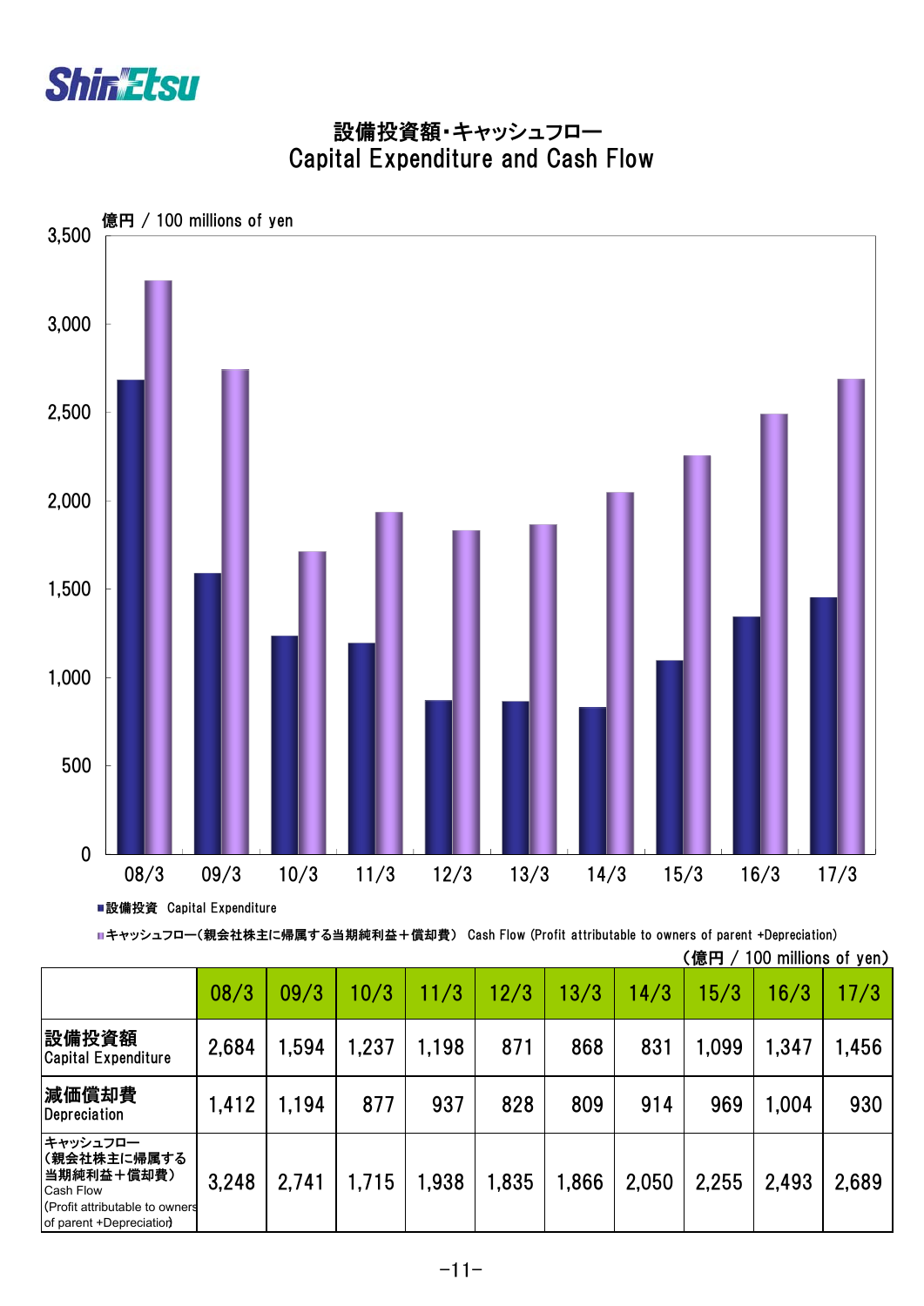# 設備投資額・キャッシュフロー
# Capital Expenditure and Cash Flow

億円 / 100 millions of yen

3,500
3,000
2,500
2,000
1,500
1,000
500
0

08/3 09/3 10/3 11/3 12/3 13/3 14/3 15/3 16/3 17/3

■設備投資 Capital Expenditure

■キャッシュフロー(親会社株主に帰属する当期純利益+償却費) Cash Flow (Profit attributable to owners of parent +Depreciation)

(億円 / 100 millions of yen)

| | 08/3 | 09/3 | 10/3 | 11/3 | 12/3 | 13/3 | 14/3 | 15/3 | 16/3 | 17/3 |
|---|---|---|---|---|---|---|---|---|---|---|
| 設備投資額<br>Capital Expenditure | 2,684 | 1,594 | 1,237 | 1,198 | 871 | 868 | 831 | 1,099 | 1,347 | 1,456 |
| 減価償却費<br>Depreciation | 1,412 | 1,194 | 877 | 937 | 828 | 809 | 914 | 969 | 1,004 | 930 |
| キャッシュフロー<br>(親会社株主に帰属する当期純利益+償却費)<br>Cash Flow<br>(Profit attributable to owners of parent +Depreciation) | 3,248 | 2,741 | 1,715 | 1,938 | 1,835 | 1,866 | 2,050 | 2,255 | 2,493 | 2,689 |